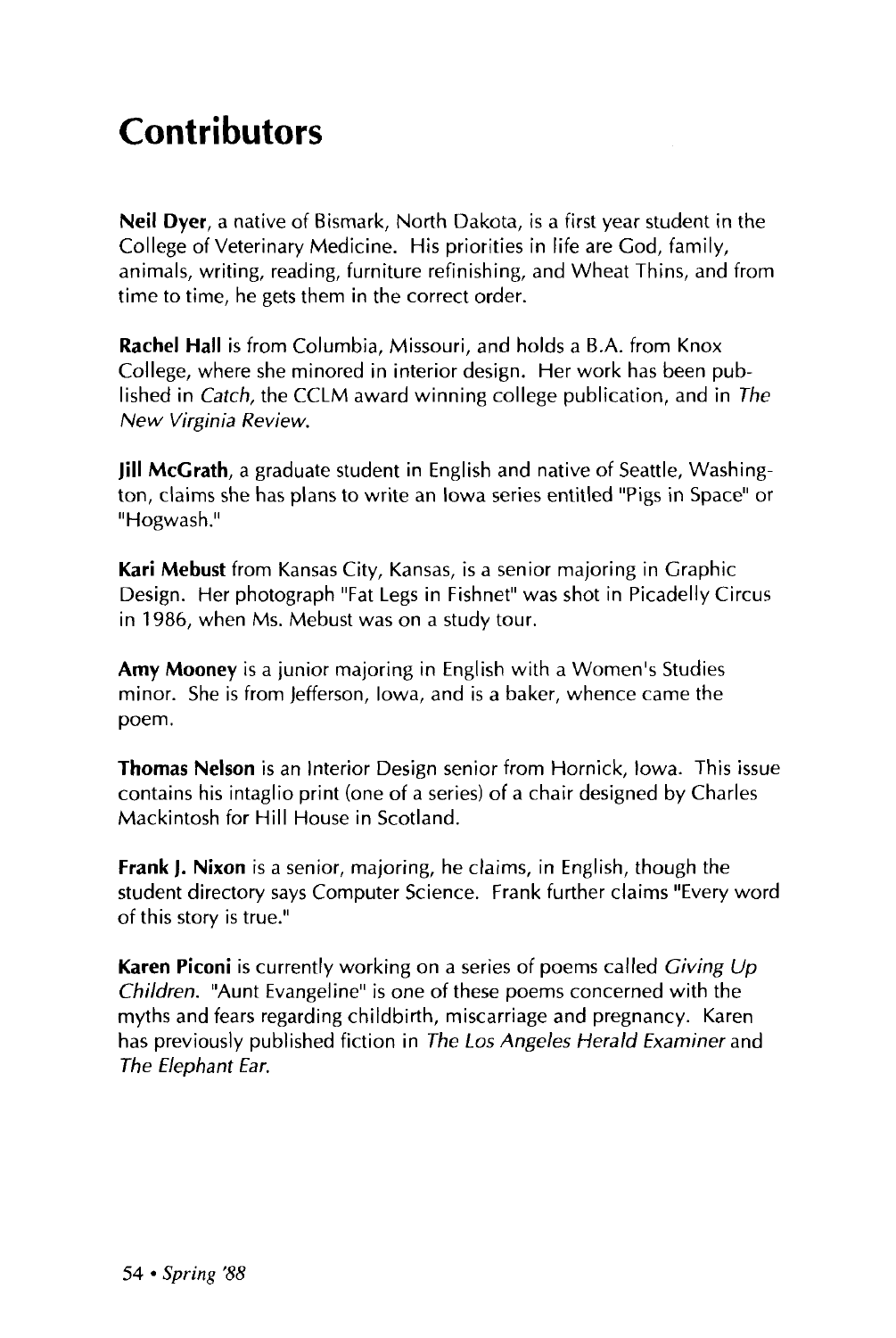# Contributors

**Neil Dyer**, a native of Bismark, North Dakota, is a first year student in the College of Veterinary Medicine. His priorities in life are God, family, animals, writing, reading, furniture refinishing, and Wheat Thins, and from time to time, he gets them in the correct order.

**Rachel Hall** is from Columbia, Missouri, and holds a B.A. from Knox College, where she minored in interior design. Her work has been published in *Catch*, the CCLM award winning college publication, and in *The New Virginia Review.*

**Jill McGrath**, a graduate student in English and native of Seattle, Washington, claims she has plans to write an Iowa series entitled "Pigs in Space" or "Hogwash."

**Kari Mebust** from Kansas City, Kansas, is a senior majoring in Graphic Design. Her photograph "Fat Legs in Fishnet" was shot in Picadelly Circus in 1986, when Ms. Mebust was on a study tour.

**Amy Mooney** is a junior majoring in English with a Women's Studies minor. She is from Jefferson, Iowa, and is a baker, whence came the poem.

**Thomas Nelson** is an Interior Design senior from Hornick, Iowa. This issue contains his intaglio print (one of a series) of a chair designed by Charles Mackintosh for Hill House in Scotland.

**Frank J. Nixon** is a senior, majoring, he claims, in English, though the student directory says Computer Science. Frank further claims "Every word of this story is true."

**Karen Piconi** is currently working on a series of poems called *Giving Up Children*. "Aunt Evangeline" is one of these poems concerned with the myths and fears regarding childbirth, miscarriage and pregnancy. Karen has previously published fiction in *The Los Angeles Herald Examiner* and *The Elephant Ear.*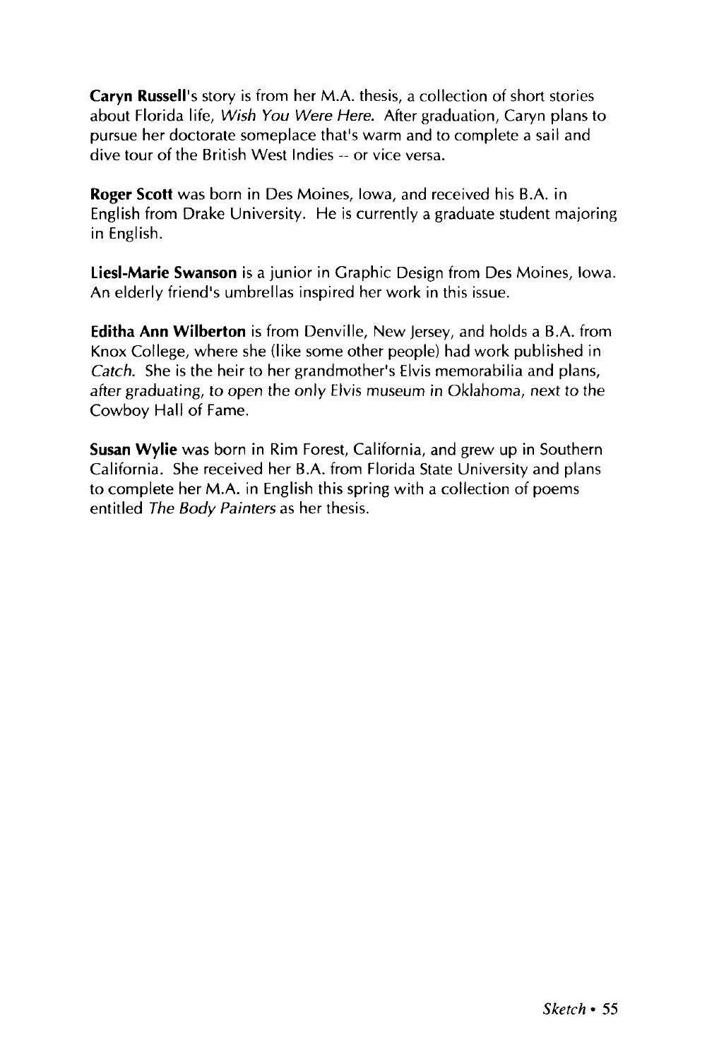**Caryn Russell**'s story is from her M.A. thesis, a collection of short stories about Florida life, *Wish You Were Here.* After graduation, Caryn plans to pursue her doctorate someplace that's warm and to complete a sail and dive tour of the British West Indies -- or vice versa.

**Roger Scott** was born in Des Moines, Iowa, and received his B.A. in English from Drake University. He is currently a graduate student majoring in English.

**Liesl-Marie Swanson** is a junior in Graphic Design from Des Moines, Iowa. An elderly friend's umbrellas inspired her work in this issue.

**Editha Ann Wilberton** is from Denville, New Jersey, and holds a B.A. from Knox College, where she (like some other people) had work published in *Catch.* She is the heir to her grandmother's Elvis memorabilia and plans, after graduating, to open the only Elvis museum in Oklahoma, next to the Cowboy Hall of Fame.

**Susan Wylie** was born in Rim Forest, California, and grew up in Southern California. She received her B.A. from Florida State University and plans to complete her M.A. in English this spring with a collection of poems entitled *The Body Painters* as her thesis.